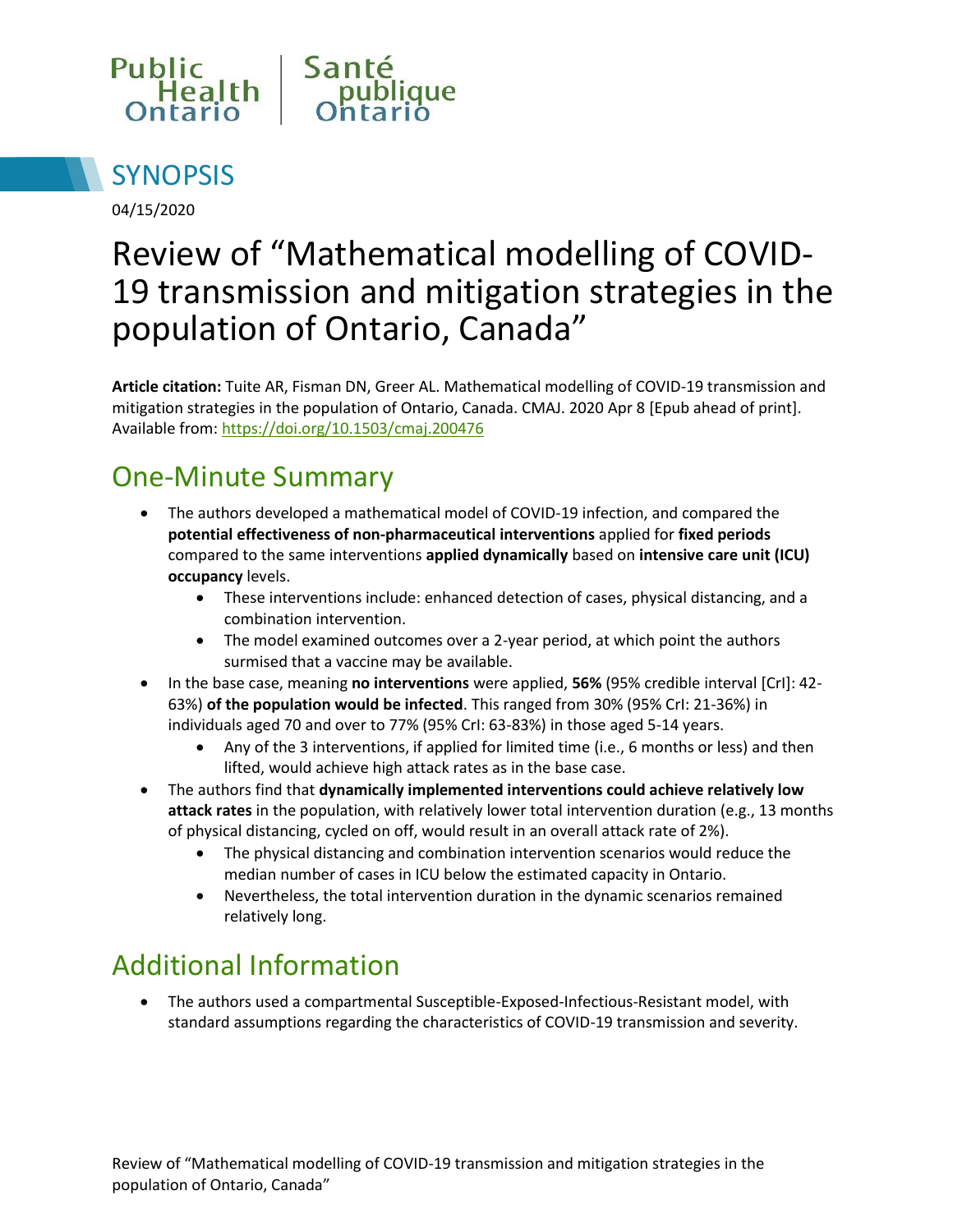Public Health Ontario | Santé publique Ontario

## SYNOPSIS

04/15/2020

# Review of "Mathematical modelling of COVID-19 transmission and mitigation strategies in the population of Ontario, Canada"

**Article citation:** Tuite AR, Fisman DN, Greer AL. Mathematical modelling of COVID-19 transmission and mitigation strategies in the population of Ontario, Canada. CMAJ. 2020 Apr 8 [Epub ahead of print]. Available from: https://doi.org/10.1503/cmaj.200476

## One-Minute Summary

- The authors developed a mathematical model of COVID-19 infection, and compared the **potential effectiveness of non-pharmaceutical interventions** applied for **fixed periods** compared to the same interventions **applied dynamically** based on **intensive care unit (ICU) occupancy** levels.
    - These interventions include: enhanced detection of cases, physical distancing, and a combination intervention.
    - The model examined outcomes over a 2-year period, at which point the authors surmised that a vaccine may be available.
- In the base case, meaning **no interventions** were applied, **56%** (95% credible interval [CrI]: 42-63%) **of the population would be infected**. This ranged from 30% (95% CrI: 21-36%) in individuals aged 70 and over to 77% (95% CrI: 63-83%) in those aged 5-14 years.
    - Any of the 3 interventions, if applied for limited time (i.e., 6 months or less) and then lifted, would achieve high attack rates as in the base case.
- The authors find that **dynamically implemented interventions could achieve relatively low attack rates** in the population, with relatively lower total intervention duration (e.g., 13 months of physical distancing, cycled on off, would result in an overall attack rate of 2%).
    - The physical distancing and combination intervention scenarios would reduce the median number of cases in ICU below the estimated capacity in Ontario.
    - Nevertheless, the total intervention duration in the dynamic scenarios remained relatively long.

## Additional Information

- The authors used a compartmental Susceptible-Exposed-Infectious-Resistant model, with standard assumptions regarding the characteristics of COVID-19 transmission and severity.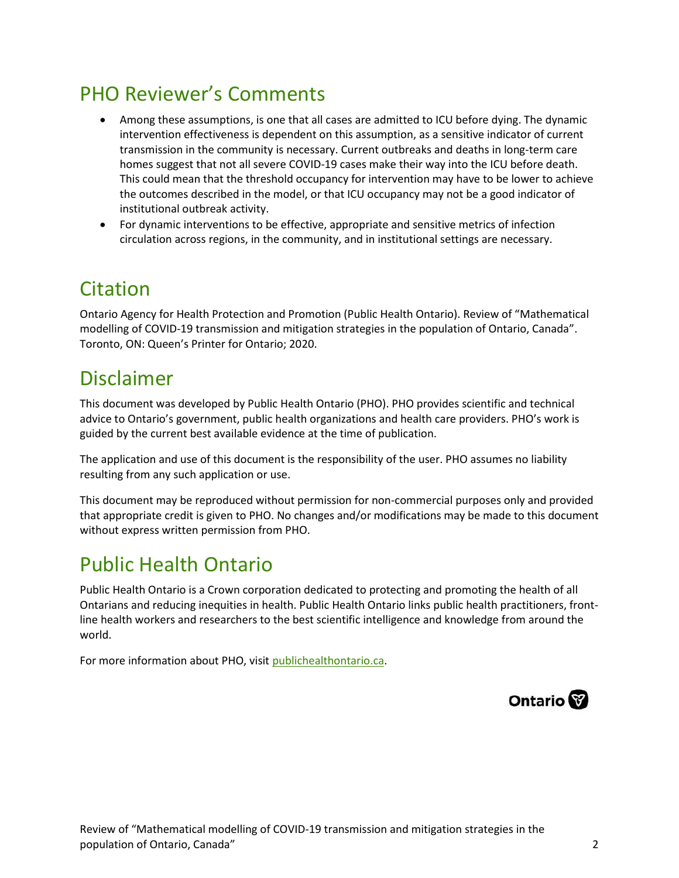## PHO Reviewer's Comments

- Among these assumptions, is one that all cases are admitted to ICU before dying. The dynamic intervention effectiveness is dependent on this assumption, as a sensitive indicator of current transmission in the community is necessary. Current outbreaks and deaths in long-term care homes suggest that not all severe COVID-19 cases make their way into the ICU before death. This could mean that the threshold occupancy for intervention may have to be lower to achieve the outcomes described in the model, or that ICU occupancy may not be a good indicator of institutional outbreak activity.
- For dynamic interventions to be effective, appropriate and sensitive metrics of infection circulation across regions, in the community, and in institutional settings are necessary.

## Citation

Ontario Agency for Health Protection and Promotion (Public Health Ontario). Review of "Mathematical modelling of COVID-19 transmission and mitigation strategies in the population of Ontario, Canada". Toronto, ON: Queen's Printer for Ontario; 2020.

## Disclaimer

This document was developed by Public Health Ontario (PHO). PHO provides scientific and technical advice to Ontario's government, public health organizations and health care providers. PHO's work is guided by the current best available evidence at the time of publication.

The application and use of this document is the responsibility of the user. PHO assumes no liability resulting from any such application or use.

This document may be reproduced without permission for non-commercial purposes only and provided that appropriate credit is given to PHO. No changes and/or modifications may be made to this document without express written permission from PHO.

## Public Health Ontario

Public Health Ontario is a Crown corporation dedicated to protecting and promoting the health of all Ontarians and reducing inequities in health. Public Health Ontario links public health practitioners, front-line health workers and researchers to the best scientific intelligence and knowledge from around the world.

For more information about PHO, visit publichealthontario.ca.

Ontario